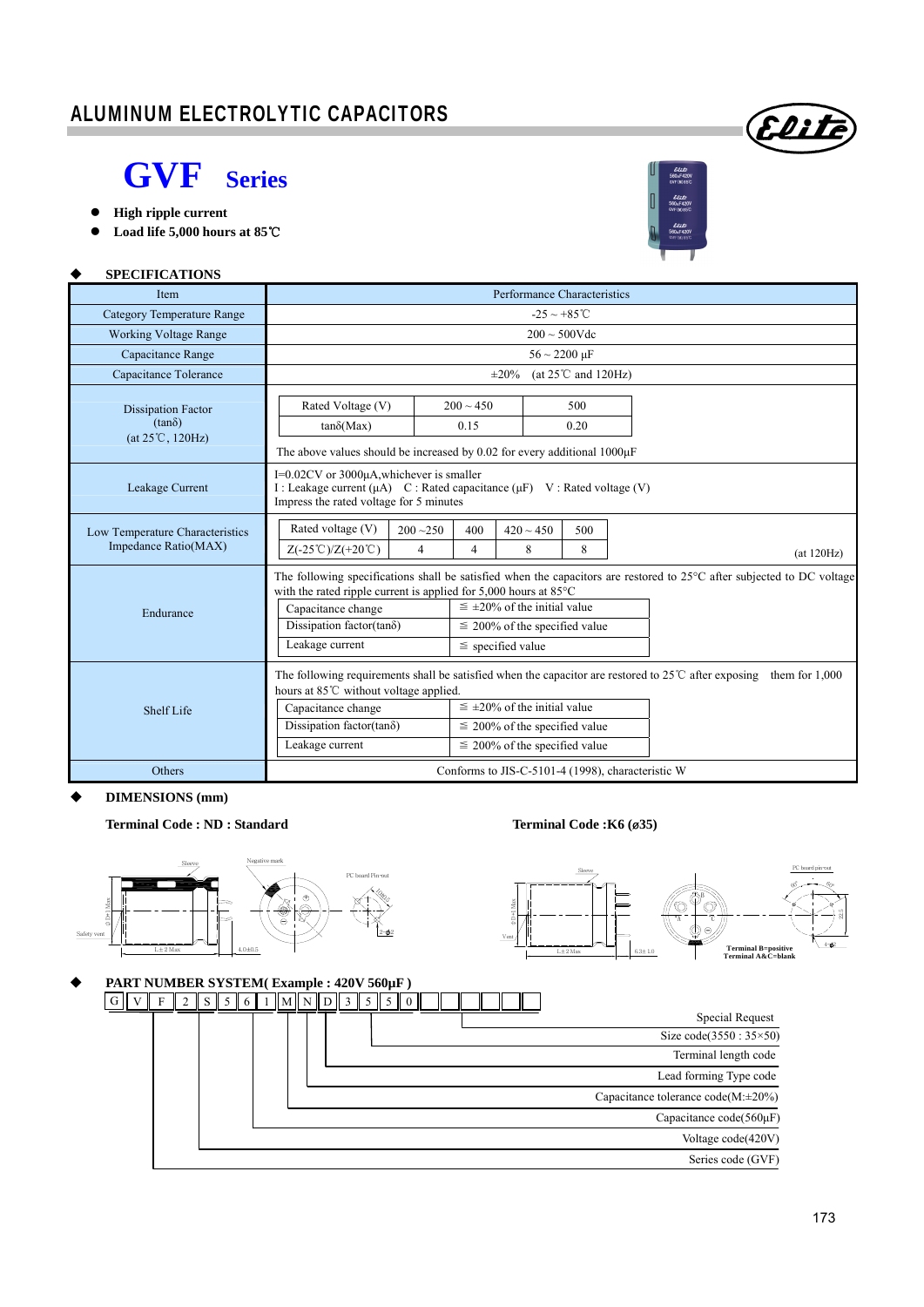# ALUMINUM ELECTROLYTIC CAPACITORS

## GVF Series

- **High ripple current**
- **Load life 5,000 hours at 85℃**

### SPECIFICATIONS

| Item | Performance Characteristics |
|---|---|
| Category Temperature Range | -25 ~ +85℃ |
| Working Voltage Range | 200 ~ 500Vdc |
| Capacitance Range | 56 ~ 2200 µF |
| Capacitance Tolerance | ±20% (at 25℃ and 120Hz) |
| Dissipation Factor (tanδ) (at 25℃, 120Hz) | Rated Voltage (V): 200 ~ 450 / 500; tanδ(Max): 0.15 / 0.20. The above values should be increased by 0.02 for every additional 1000µF |
| Leakage Current | I=0.02CV or 3000µA,whichever is smaller. I : Leakage current (µA) C : Rated capacitance (µF) V : Rated voltage (V). Impress the rated voltage for 5 minutes |
| Low Temperature Characteristics Impedance Ratio(MAX) | Rated voltage (V): 200 ~250 / 400 / 420 ~ 450 / 500; Z(-25℃)/Z(+20℃): 4 / 4 / 8 / 8 (at 120Hz) |
| Endurance | The following specifications shall be satisfied when the capacitors are restored to 25°C after subjected to DC voltage with the rated ripple current is applied for 5,000 hours at 85°C. Capacitance change: ≦ ±20% of the initial value; Dissipation factor(tanδ): ≦ 200% of the specified value; Leakage current: ≦ specified value |
| Shelf Life | The following requirements shall be satisfied when the capacitor are restored to 25℃ after exposing them for 1,000 hours at 85℃ without voltage applied. Capacitance change: ≦ ±20% of the initial value; Dissipation factor(tanδ): ≦ 200% of the specified value; Leakage current: ≦ 200% of the specified value |
| Others | Conforms to JIS-C-5101-4 (1998), characteristic W |

### DIMENSIONS (mm)

**Terminal Code : ND : Standard**

**Terminal Code :K6 (ø35)**

Sleeve, Negative mark, PC board Pin-out, Safety vent, L±2 Max, 4.0±0.5, Vent, 6.3±1.0, Terminal B=positive, Terminal A&C=blank

### PART NUMBER SYSTEM( Example : 420V 560µF )

| G | V | F | 2 | S | 5 | 6 | 1 | M | N | D | 3 | 5 | 5 | 0 | | | | | | |
|---|---|---|---|---|---|---|---|---|---|---|---|---|---|---|---|---|---|---|---|---|

- Special Request
- Size code(3550 : 35×50)
- Terminal length code
- Lead forming Type code
- Capacitance tolerance code(M:±20%)
- Capacitance code(560µF)
- Voltage code(420V)
- Series code (GVF)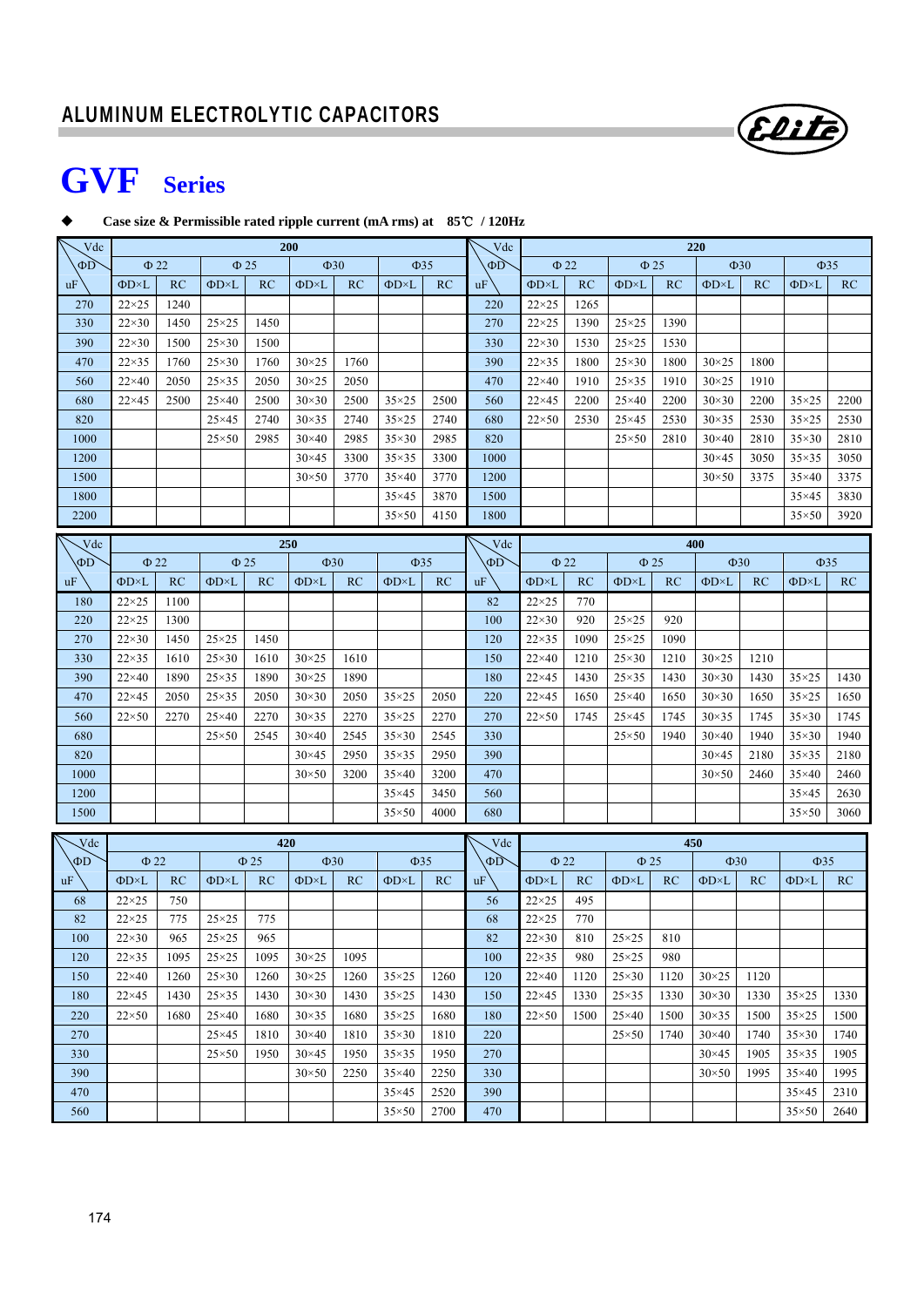## ALUMINUM ELECTROLYTIC CAPACITORS

# GVF Series

◆ **Case size & Permissible rated ripple current (mA rms) at 85℃ / 120Hz**

| Vdc | 200 | | | | | | | | Vdc | 220 | | | | | | | |
|---|---|---|---|---|---|---|---|---|---|---|---|---|---|---|---|---|---|
| ΦD | Φ 22 | | Φ 25 | | Φ30 | | Φ35 | | ΦD | Φ 22 | | Φ 25 | | Φ30 | | Φ35 | |
| uF | ΦD×L | RC | ΦD×L | RC | ΦD×L | RC | ΦD×L | RC | uF | ΦD×L | RC | ΦD×L | RC | ΦD×L | RC | ΦD×L | RC |
| 270 | 22×25 | 1240 | | | | | | | 220 | 22×25 | 1265 | | | | | | |
| 330 | 22×30 | 1450 | 25×25 | 1450 | | | | | 270 | 22×25 | 1390 | 25×25 | 1390 | | | | |
| 390 | 22×30 | 1500 | 25×30 | 1500 | | | | | 330 | 22×30 | 1530 | 25×25 | 1530 | | | | |
| 470 | 22×35 | 1760 | 25×30 | 1760 | 30×25 | 1760 | | | 390 | 22×35 | 1800 | 25×30 | 1800 | 30×25 | 1800 | | |
| 560 | 22×40 | 2050 | 25×35 | 2050 | 30×25 | 2050 | | | 470 | 22×40 | 1910 | 25×35 | 1910 | 30×25 | 1910 | | |
| 680 | 22×45 | 2500 | 25×40 | 2500 | 30×30 | 2500 | 35×25 | 2500 | 560 | 22×45 | 2200 | 25×40 | 2200 | 30×30 | 2200 | 35×25 | 2200 |
| 820 | | | 25×45 | 2740 | 30×35 | 2740 | 35×25 | 2740 | 680 | 22×50 | 2530 | 25×45 | 2530 | 30×35 | 2530 | 35×25 | 2530 |
| 1000 | | | 25×50 | 2985 | 30×40 | 2985 | 35×30 | 2985 | 820 | | | 25×50 | 2810 | 30×40 | 2810 | 35×30 | 2810 |
| 1200 | | | | | 30×45 | 3300 | 35×35 | 3300 | 1000 | | | | | 30×45 | 3050 | 35×35 | 3050 |
| 1500 | | | | | 30×50 | 3770 | 35×40 | 3770 | 1200 | | | | | 30×50 | 3375 | 35×40 | 3375 |
| 1800 | | | | | | | 35×45 | 3870 | 1500 | | | | | | | 35×45 | 3830 |
| 2200 | | | | | | | 35×50 | 4150 | 1800 | | | | | | | 35×50 | 3920 |

| Vdc | 250 | | | | | | | | Vdc | 400 | | | | | | | |
|---|---|---|---|---|---|---|---|---|---|---|---|---|---|---|---|---|---|
| ΦD | Φ 22 | | Φ 25 | | Φ30 | | Φ35 | | ΦD | Φ 22 | | Φ 25 | | Φ30 | | Φ35 | |
| uF | ΦD×L | RC | ΦD×L | RC | ΦD×L | RC | ΦD×L | RC | uF | ΦD×L | RC | ΦD×L | RC | ΦD×L | RC | ΦD×L | RC |
| 180 | 22×25 | 1100 | | | | | | | 82 | 22×25 | 770 | | | | | | |
| 220 | 22×25 | 1300 | | | | | | | 100 | 22×30 | 920 | 25×25 | 920 | | | | |
| 270 | 22×30 | 1450 | 25×25 | 1450 | | | | | 120 | 22×35 | 1090 | 25×25 | 1090 | | | | |
| 330 | 22×35 | 1610 | 25×30 | 1610 | 30×25 | 1610 | | | 150 | 22×40 | 1210 | 25×30 | 1210 | 30×25 | 1210 | | |
| 390 | 22×40 | 1890 | 25×35 | 1890 | 30×25 | 1890 | | | 180 | 22×45 | 1430 | 25×35 | 1430 | 30×30 | 1430 | 35×25 | 1430 |
| 470 | 22×45 | 2050 | 25×35 | 2050 | 30×30 | 2050 | 35×25 | 2050 | 220 | 22×45 | 1650 | 25×40 | 1650 | 30×30 | 1650 | 35×25 | 1650 |
| 560 | 22×50 | 2270 | 25×40 | 2270 | 30×35 | 2270 | 35×25 | 2270 | 270 | 22×50 | 1745 | 25×45 | 1745 | 30×35 | 1745 | 35×30 | 1745 |
| 680 | | | 25×50 | 2545 | 30×40 | 2545 | 35×30 | 2545 | 330 | | | 25×50 | 1940 | 30×40 | 1940 | 35×30 | 1940 |
| 820 | | | | | 30×45 | 2950 | 35×35 | 2950 | 390 | | | | | 30×45 | 2180 | 35×35 | 2180 |
| 1000 | | | | | 30×50 | 3200 | 35×40 | 3200 | 470 | | | | | 30×50 | 2460 | 35×40 | 2460 |
| 1200 | | | | | | | 35×45 | 3450 | 560 | | | | | | | 35×45 | 2630 |
| 1500 | | | | | | | 35×50 | 4000 | 680 | | | | | | | 35×50 | 3060 |

| Vdc | 420 | | | | | | | | Vdc | 450 | | | | | | | |
|---|---|---|---|---|---|---|---|---|---|---|---|---|---|---|---|---|---|
| ΦD | Φ 22 | | Φ 25 | | Φ30 | | Φ35 | | ΦD | Φ 22 | | Φ 25 | | Φ30 | | Φ35 | |
| uF | ΦD×L | RC | ΦD×L | RC | ΦD×L | RC | ΦD×L | RC | uF | ΦD×L | RC | ΦD×L | RC | ΦD×L | RC | ΦD×L | RC |
| 68 | 22×25 | 750 | | | | | | | 56 | 22×25 | 495 | | | | | | |
| 82 | 22×25 | 775 | 25×25 | 775 | | | | | 68 | 22×25 | 770 | | | | | | |
| 100 | 22×30 | 965 | 25×25 | 965 | | | | | 82 | 22×30 | 810 | 25×25 | 810 | | | | |
| 120 | 22×35 | 1095 | 25×25 | 1095 | 30×25 | 1095 | | | 100 | 22×35 | 980 | 25×25 | 980 | | | | |
| 150 | 22×40 | 1260 | 25×30 | 1260 | 30×25 | 1260 | 35×25 | 1260 | 120 | 22×40 | 1120 | 25×30 | 1120 | 30×25 | 1120 | | |
| 180 | 22×45 | 1430 | 25×35 | 1430 | 30×30 | 1430 | 35×25 | 1430 | 150 | 22×45 | 1330 | 25×35 | 1330 | 30×30 | 1330 | 35×25 | 1330 |
| 220 | 22×50 | 1680 | 25×40 | 1680 | 30×35 | 1680 | 35×25 | 1680 | 180 | 22×50 | 1500 | 25×40 | 1500 | 30×35 | 1500 | 35×25 | 1500 |
| 270 | | | 25×45 | 1810 | 30×40 | 1810 | 35×30 | 1810 | 220 | | | 25×50 | 1740 | 30×40 | 1740 | 35×30 | 1740 |
| 330 | | | 25×50 | 1950 | 30×45 | 1950 | 35×35 | 1950 | 270 | | | | | 30×45 | 1905 | 35×35 | 1905 |
| 390 | | | | | 30×50 | 2250 | 35×40 | 2250 | 330 | | | | | 30×50 | 1995 | 35×40 | 1995 |
| 470 | | | | | | | 35×45 | 2520 | 390 | | | | | | | 35×45 | 2310 |
| 560 | | | | | | | 35×50 | 2700 | 470 | | | | | | | 35×50 | 2640 |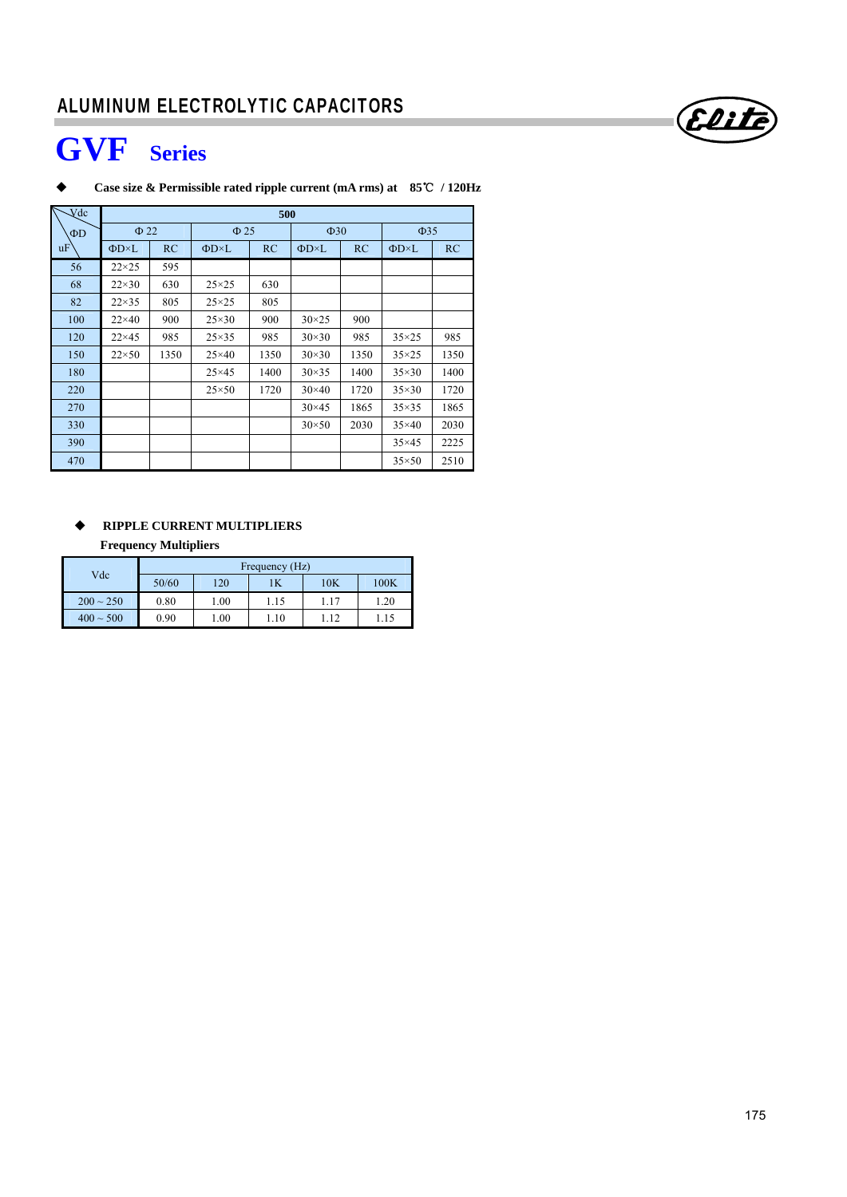## ALUMINUM ELECTROLYTIC CAPACITORS

# GVF Series

◆ **Case size & Permissible rated ripple current (mA rms) at 85℃ / 120Hz**

| Vdc / ΦD / uF | 500 | | | | | | | |
|---|---|---|---|---|---|---|---|---|
| | Φ 22 | | Φ 25 | | Φ30 | | Φ35 | |
| | ΦD×L | RC | ΦD×L | RC | ΦD×L | RC | ΦD×L | RC |
| 56 | 22×25 | 595 | | | | | | |
| 68 | 22×30 | 630 | 25×25 | 630 | | | | |
| 82 | 22×35 | 805 | 25×25 | 805 | | | | |
| 100 | 22×40 | 900 | 25×30 | 900 | 30×25 | 900 | | |
| 120 | 22×45 | 985 | 25×35 | 985 | 30×30 | 985 | 35×25 | 985 |
| 150 | 22×50 | 1350 | 25×40 | 1350 | 30×30 | 1350 | 35×25 | 1350 |
| 180 | | | 25×45 | 1400 | 30×35 | 1400 | 35×30 | 1400 |
| 220 | | | 25×50 | 1720 | 30×40 | 1720 | 35×30 | 1720 |
| 270 | | | | | 30×45 | 1865 | 35×35 | 1865 |
| 330 | | | | | 30×50 | 2030 | 35×40 | 2030 |
| 390 | | | | | | | 35×45 | 2225 |
| 470 | | | | | | | 35×50 | 2510 |

◆ **RIPPLE CURRENT MULTIPLIERS**

**Frequency Multipliers**

| Vdc | Frequency (Hz) | | | | |
|---|---|---|---|---|---|
| | 50/60 | 120 | 1K | 10K | 100K |
| 200 ~ 250 | 0.80 | 1.00 | 1.15 | 1.17 | 1.20 |
| 400 ~ 500 | 0.90 | 1.00 | 1.10 | 1.12 | 1.15 |